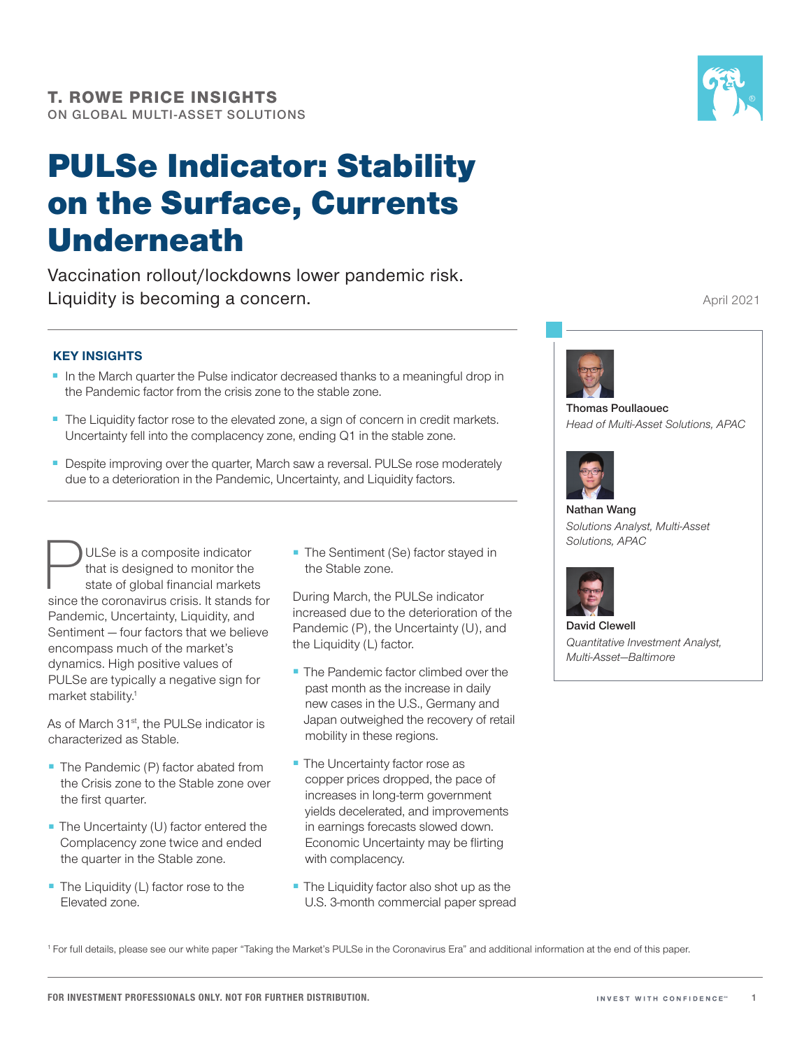**T. ROWE PRICE INSIGHTS**
ON GLOBAL MULTI-ASSET SOLUTIONS

# PULSe Indicator: Stability on the Surface, Currents Underneath

Vaccination rollout/lockdowns lower pandemic risk. Liquidity is becoming a concern.

April 2021

### KEY INSIGHTS

- In the March quarter the Pulse indicator decreased thanks to a meaningful drop in the Pandemic factor from the crisis zone to the stable zone.
- The Liquidity factor rose to the elevated zone, a sign of concern in credit markets. Uncertainty fell into the complacency zone, ending Q1 in the stable zone.
- Despite improving over the quarter, March saw a reversal. PULSe rose moderately due to a deterioration in the Pandemic, Uncertainty, and Liquidity factors.

**Thomas Poullaouec**
*Head of Multi-Asset Solutions, APAC*

**Nathan Wang**
*Solutions Analyst, Multi-Asset Solutions, APAC*

**David Clewell**
*Quantitative Investment Analyst, Multi-Asset—Baltimore*

PULSe is a composite indicator that is designed to monitor the state of global financial markets since the coronavirus crisis. It stands for Pandemic, Uncertainty, Liquidity, and Sentiment — four factors that we believe encompass much of the market's dynamics. High positive values of PULSe are typically a negative sign for market stability.[1]

As of March 31st, the PULSe indicator is characterized as Stable.

- The Pandemic (P) factor abated from the Crisis zone to the Stable zone over the first quarter.
- The Uncertainty (U) factor entered the Complacency zone twice and ended the quarter in the Stable zone.
- The Liquidity (L) factor rose to the Elevated zone.
- The Sentiment (Se) factor stayed in the Stable zone.

During March, the PULSe indicator increased due to the deterioration of the Pandemic (P), the Uncertainty (U), and the Liquidity (L) factor.

- The Pandemic factor climbed over the past month as the increase in daily new cases in the U.S., Germany and Japan outweighed the recovery of retail mobility in these regions.
- The Uncertainty factor rose as copper prices dropped, the pace of increases in long-term government yields decelerated, and improvements in earnings forecasts slowed down. Economic Uncertainty may be flirting with complacency.
- The Liquidity factor also shot up as the U.S. 3-month commercial paper spread

[1] For full details, please see our white paper "Taking the Market's PULSe in the Coronavirus Era" and additional information at the end of this paper.

FOR INVESTMENT PROFESSIONALS ONLY. NOT FOR FURTHER DISTRIBUTION.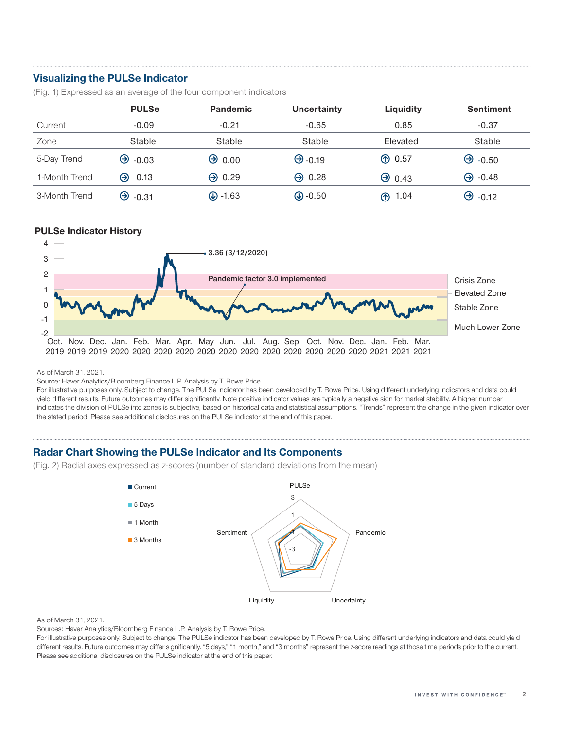## Visualizing the PULSe Indicator

(Fig. 1) Expressed as an average of the four component indicators

| | PULSe | Pandemic | Uncertainty | Liquidity | Sentiment |
|---|---|---|---|---|---|
| Current | -0.09 | -0.21 | -0.65 | 0.85 | -0.37 |
| Zone | Stable | Stable | Stable | Elevated | Stable |
| 5-Day Trend | → -0.03 | → 0.00 | → -0.19 | ↑ 0.57 | → -0.50 |
| 1-Month Trend | → 0.13 | → 0.29 | → 0.28 | → 0.43 | → -0.48 |
| 3-Month Trend | → -0.31 | ↓ -1.63 | ↓ -0.50 | ↑ 1.04 | → -0.12 |

**PULSe Indicator History**

As of March 31, 2021.

Source: Haver Analytics/Bloomberg Finance L.P. Analysis by T. Rowe Price.

For illustrative purposes only. Subject to change. The PULSe indicator has been developed by T. Rowe Price. Using different underlying indicators and data could yield different results. Future outcomes may differ significantly. Note positive indicator values are typically a negative sign for market stability. A higher number indicates the division of PULSe into zones is subjective, based on historical data and statistical assumptions. "Trends" represent the change in the given indicator over the stated period. Please see additional disclosures on the PULSe indicator at the end of this paper.

## Radar Chart Showing the PULSe Indicator and Its Components

(Fig. 2) Radial axes expressed as z-scores (number of standard deviations from the mean)

As of March 31, 2021.

Sources: Haver Analytics/Bloomberg Finance L.P. Analysis by T. Rowe Price.

For illustrative purposes only. Subject to change. The PULSe indicator has been developed by T. Rowe Price. Using different underlying indicators and data could yield different results. Future outcomes may differ significantly. "5 days," "1 month," and "3 months" represent the z-score readings at those time periods prior to the current. Please see additional disclosures on the PULSe indicator at the end of this paper.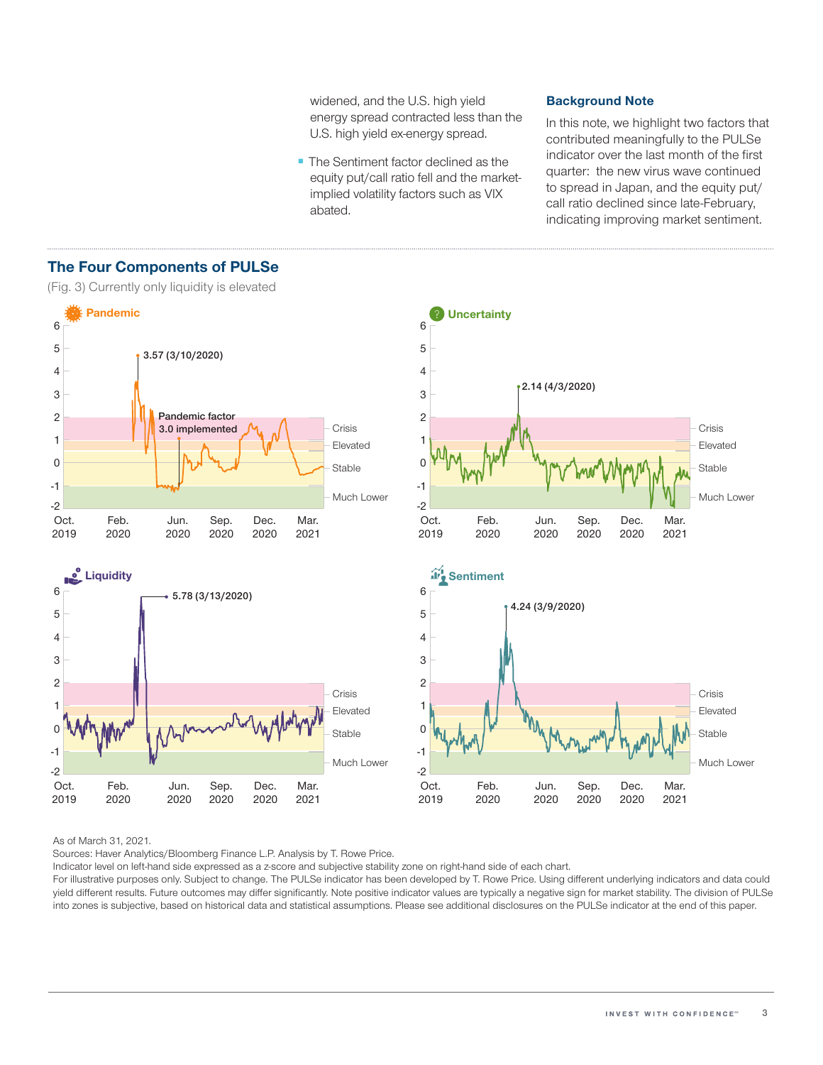widened, and the U.S. high yield energy spread contracted less than the U.S. high yield ex-energy spread.

- The Sentiment factor declined as the equity put/call ratio fell and the market-implied volatility factors such as VIX abated.

### Background Note

In this note, we highlight two factors that contributed meaningfully to the PULSe indicator over the last month of the first quarter: the new virus wave continued to spread in Japan, and the equity put/call ratio declined since late-February, indicating improving market sentiment.

## The Four Components of PULSe

(Fig. 3) Currently only liquidity is elevated

**Pandemic**

3.57 (3/10/2020)

Pandemic factor 3.0 implemented

Crisis, Elevated, Stable, Much Lower

Oct. 2019, Feb. 2020, Jun. 2020, Sep. 2020, Dec. 2020, Mar. 2021

**Uncertainty**

2.14 (4/3/2020)

Crisis, Elevated, Stable, Much Lower

Oct. 2019, Feb. 2020, Jun. 2020, Sep. 2020, Dec. 2020, Mar. 2021

**Liquidity**

5.78 (3/13/2020)

Crisis, Elevated, Stable, Much Lower

Oct. 2019, Feb. 2020, Jun. 2020, Sep. 2020, Dec. 2020, Mar. 2021

**Sentiment**

4.24 (3/9/2020)

Crisis, Elevated, Stable, Much Lower

Oct. 2019, Feb. 2020, Jun. 2020, Sep. 2020, Dec. 2020, Mar. 2021

As of March 31, 2021.

Sources: Haver Analytics/Bloomberg Finance L.P. Analysis by T. Rowe Price.

Indicator level on left-hand side expressed as a z-score and subjective stability zone on right-hand side of each chart.

For illustrative purposes only. Subject to change. The PULSe indicator has been developed by T. Rowe Price. Using different underlying indicators and data could yield different results. Future outcomes may differ significantly. Note positive indicator values are typically a negative sign for market stability. The division of PULSe into zones is subjective, based on historical data and statistical assumptions. Please see additional disclosures on the PULSe indicator at the end of this paper.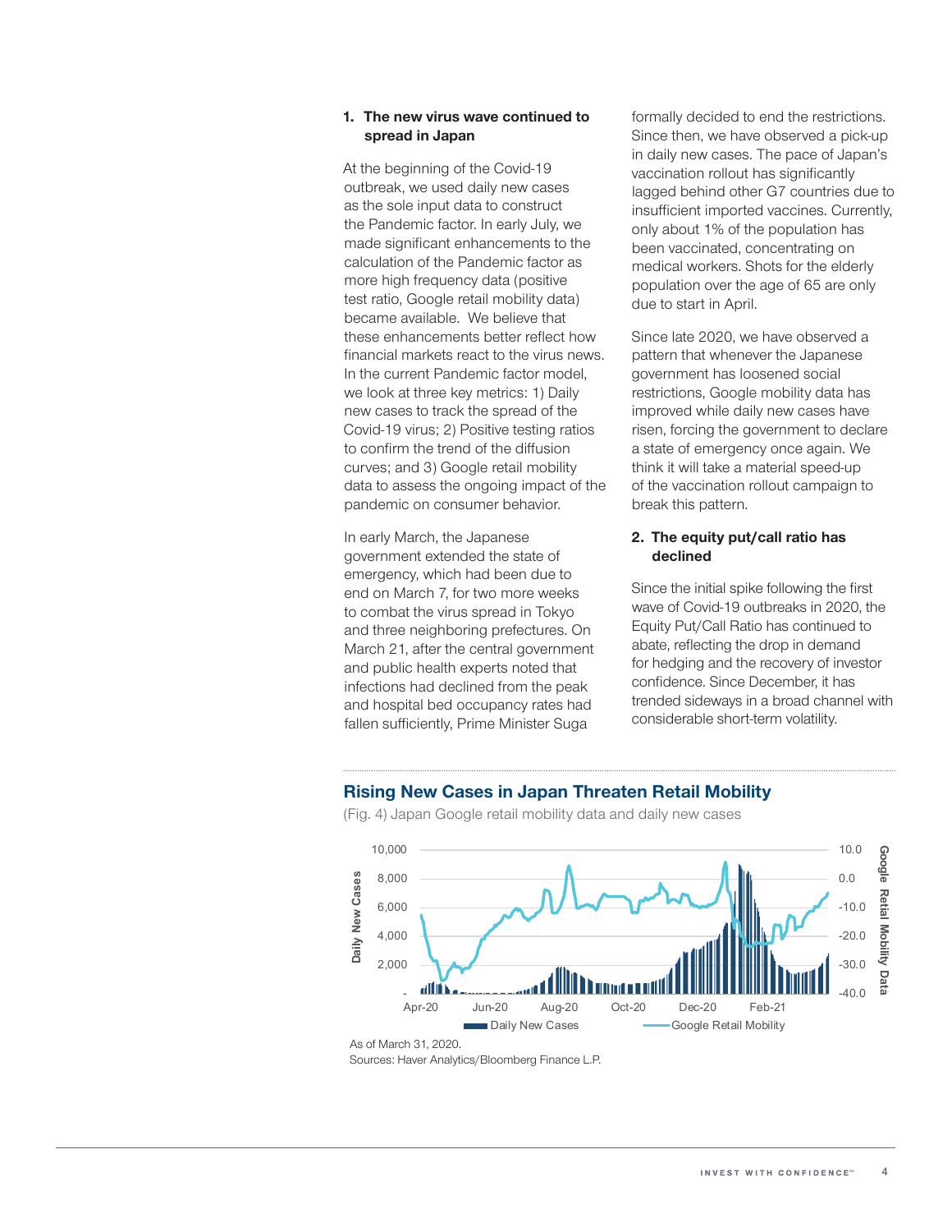### 1. The new virus wave continued to spread in Japan

At the beginning of the Covid-19 outbreak, we used daily new cases as the sole input data to construct the Pandemic factor. In early July, we made significant enhancements to the calculation of the Pandemic factor as more high frequency data (positive test ratio, Google retail mobility data) became available. We believe that these enhancements better reflect how financial markets react to the virus news. In the current Pandemic factor model, we look at three key metrics: 1) Daily new cases to track the spread of the Covid-19 virus; 2) Positive testing ratios to confirm the trend of the diffusion curves; and 3) Google retail mobility data to assess the ongoing impact of the pandemic on consumer behavior.

In early March, the Japanese government extended the state of emergency, which had been due to end on March 7, for two more weeks to combat the virus spread in Tokyo and three neighboring prefectures. On March 21, after the central government and public health experts noted that infections had declined from the peak and hospital bed occupancy rates had fallen sufficiently, Prime Minister Suga formally decided to end the restrictions. Since then, we have observed a pick-up in daily new cases. The pace of Japan's vaccination rollout has significantly lagged behind other G7 countries due to insufficient imported vaccines. Currently, only about 1% of the population has been vaccinated, concentrating on medical workers. Shots for the elderly population over the age of 65 are only due to start in April.

Since late 2020, we have observed a pattern that whenever the Japanese government has loosened social restrictions, Google mobility data has improved while daily new cases have risen, forcing the government to declare a state of emergency once again. We think it will take a material speed-up of the vaccination rollout campaign to break this pattern.

### 2. The equity put/call ratio has declined

Since the initial spike following the first wave of Covid-19 outbreaks in 2020, the Equity Put/Call Ratio has continued to abate, reflecting the drop in demand for hedging and the recovery of investor confidence. Since December, it has trended sideways in a broad channel with considerable short-term volatility.

**Rising New Cases in Japan Threaten Retail Mobility**

(Fig. 4) Japan Google retail mobility data and daily new cases

As of March 31, 2020.

Sources: Haver Analytics/Bloomberg Finance L.P.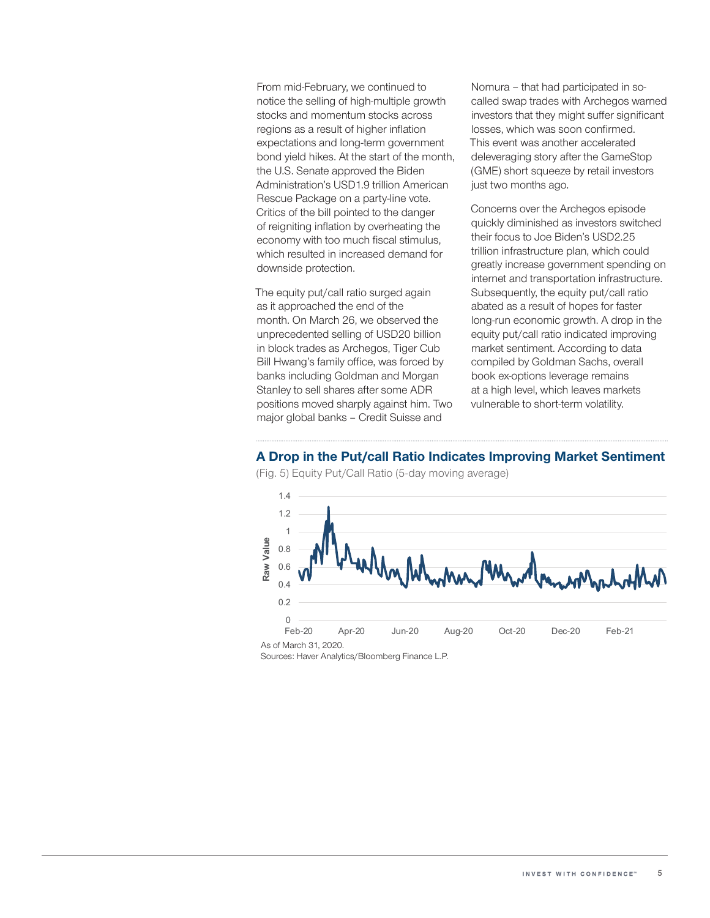From mid-February, we continued to notice the selling of high-multiple growth stocks and momentum stocks across regions as a result of higher inflation expectations and long-term government bond yield hikes. At the start of the month, the U.S. Senate approved the Biden Administration's USD1.9 trillion American Rescue Package on a party-line vote. Critics of the bill pointed to the danger of reigniting inflation by overheating the economy with too much fiscal stimulus, which resulted in increased demand for downside protection.

The equity put/call ratio surged again as it approached the end of the month. On March 26, we observed the unprecedented selling of USD20 billion in block trades as Archegos, Tiger Cub Bill Hwang's family office, was forced by banks including Goldman and Morgan Stanley to sell shares after some ADR positions moved sharply against him. Two major global banks – Credit Suisse and Nomura – that had participated in so-called swap trades with Archegos warned investors that they might suffer significant losses, which was soon confirmed. This event was another accelerated deleveraging story after the GameStop (GME) short squeeze by retail investors just two months ago.

Concerns over the Archegos episode quickly diminished as investors switched their focus to Joe Biden's USD2.25 trillion infrastructure plan, which could greatly increase government spending on internet and transportation infrastructure. Subsequently, the equity put/call ratio abated as a result of hopes for faster long-run economic growth. A drop in the equity put/call ratio indicated improving market sentiment. According to data compiled by Goldman Sachs, overall book ex-options leverage remains at a high level, which leaves markets vulnerable to short-term volatility.

## A Drop in the Put/call Ratio Indicates Improving Market Sentiment

(Fig. 5) Equity Put/Call Ratio (5-day moving average)

As of March 31, 2020.

Sources: Haver Analytics/Bloomberg Finance L.P.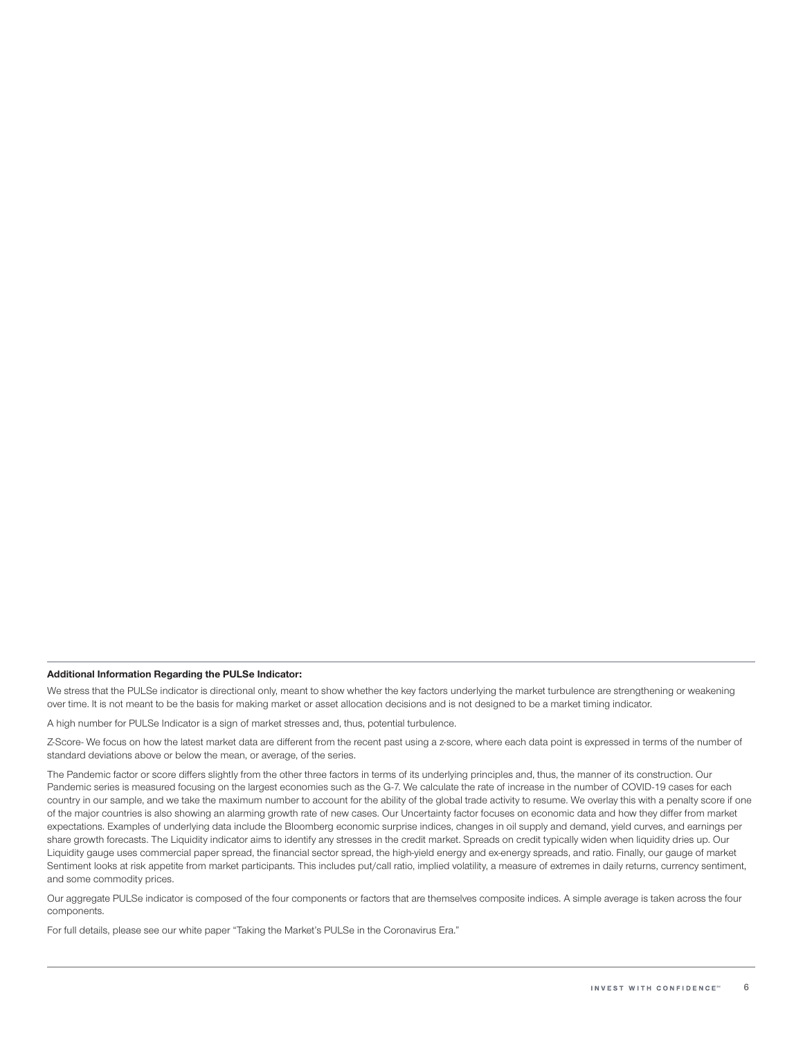**Additional Information Regarding the PULSe Indicator:**

We stress that the PULSe indicator is directional only, meant to show whether the key factors underlying the market turbulence are strengthening or weakening over time. It is not meant to be the basis for making market or asset allocation decisions and is not designed to be a market timing indicator.

A high number for PULSe Indicator is a sign of market stresses and, thus, potential turbulence.

Z-Score- We focus on how the latest market data are different from the recent past using a z-score, where each data point is expressed in terms of the number of standard deviations above or below the mean, or average, of the series.

The Pandemic factor or score differs slightly from the other three factors in terms of its underlying principles and, thus, the manner of its construction. Our Pandemic series is measured focusing on the largest economies such as the G-7. We calculate the rate of increase in the number of COVID-19 cases for each country in our sample, and we take the maximum number to account for the ability of the global trade activity to resume. We overlay this with a penalty score if one of the major countries is also showing an alarming growth rate of new cases. Our Uncertainty factor focuses on economic data and how they differ from market expectations. Examples of underlying data include the Bloomberg economic surprise indices, changes in oil supply and demand, yield curves, and earnings per share growth forecasts. The Liquidity indicator aims to identify any stresses in the credit market. Spreads on credit typically widen when liquidity dries up. Our Liquidity gauge uses commercial paper spread, the financial sector spread, the high-yield energy and ex-energy spreads, and ratio. Finally, our gauge of market Sentiment looks at risk appetite from market participants. This includes put/call ratio, implied volatility, a measure of extremes in daily returns, currency sentiment, and some commodity prices.

Our aggregate PULSe indicator is composed of the four components or factors that are themselves composite indices. A simple average is taken across the four components.

For full details, please see our white paper "Taking the Market's PULSe in the Coronavirus Era."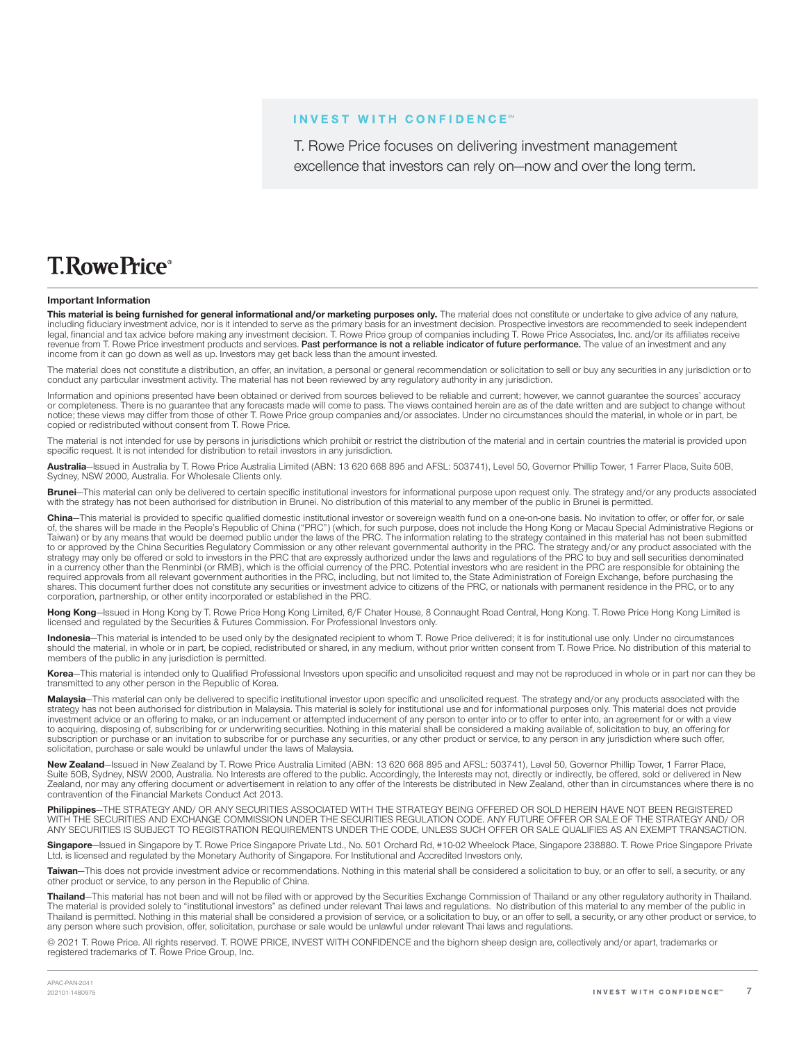**INVEST WITH CONFIDENCE℠**

T. Rowe Price focuses on delivering investment management excellence that investors can rely on—now and over the long term.

T.RowePrice®

## Important Information

**This material is being furnished for general informational and/or marketing purposes only.** The material does not constitute or undertake to give advice of any nature, including fiduciary investment advice, nor is it intended to serve as the primary basis for an investment decision. Prospective investors are recommended to seek independent legal, financial and tax advice before making any investment decision. T. Rowe Price group of companies including T. Rowe Price Associates, Inc. and/or its affiliates receive revenue from T. Rowe Price investment products and services. **Past performance is not a reliable indicator of future performance.** The value of an investment and any income from it can go down as well as up. Investors may get back less than the amount invested.

The material does not constitute a distribution, an offer, an invitation, a personal or general recommendation or solicitation to sell or buy any securities in any jurisdiction or to conduct any particular investment activity. The material has not been reviewed by any regulatory authority in any jurisdiction.

Information and opinions presented have been obtained or derived from sources believed to be reliable and current; however, we cannot guarantee the sources' accuracy or completeness. There is no guarantee that any forecasts made will come to pass. The views contained herein are as of the date written and are subject to change without notice; these views may differ from those of other T. Rowe Price group companies and/or associates. Under no circumstances should the material, in whole or in part, be copied or redistributed without consent from T. Rowe Price.

The material is not intended for use by persons in jurisdictions which prohibit or restrict the distribution of the material and in certain countries the material is provided upon specific request. It is not intended for distribution to retail investors in any jurisdiction.

**Australia**—Issued in Australia by T. Rowe Price Australia Limited (ABN: 13 620 668 895 and AFSL: 503741), Level 50, Governor Phillip Tower, 1 Farrer Place, Suite 50B, Sydney, NSW 2000, Australia. For Wholesale Clients only.

**Brunei**—This material can only be delivered to certain specific institutional investors for informational purpose upon request only. The strategy and/or any products associated with the strategy has not been authorised for distribution in Brunei. No distribution of this material to any member of the public in Brunei is permitted.

**China**—This material is provided to specific qualified domestic institutional investor or sovereign wealth fund on a one-on-one basis. No invitation to offer, or offer for, or sale of, the shares will be made in the People's Republic of China ("PRC") (which, for such purpose, does not include the Hong Kong or Macau Special Administrative Regions or Taiwan) or by any means that would be deemed public under the laws of the PRC. The information relating to the strategy contained in this material has not been submitted to or approved by the China Securities Regulatory Commission or any other relevant governmental authority in the PRC. The strategy and/or any product associated with the strategy may only be offered or sold to investors in the PRC that are expressly authorized under the laws and regulations of the PRC to buy and sell securities denominated in a currency other than the Renminbi (or RMB), which is the official currency of the PRC. Potential investors who are resident in the PRC are responsible for obtaining the required approvals from all relevant government authorities in the PRC, including, but not limited to, the State Administration of Foreign Exchange, before purchasing the shares. This document further does not constitute any securities or investment advice to citizens of the PRC, or nationals with permanent residence in the PRC, or to any corporation, partnership, or other entity incorporated or established in the PRC.

**Hong Kong**—Issued in Hong Kong by T. Rowe Price Hong Kong Limited, 6/F Chater House, 8 Connaught Road Central, Hong Kong. T. Rowe Price Hong Kong Limited is licensed and regulated by the Securities & Futures Commission. For Professional Investors only.

**Indonesia**—This material is intended to be used only by the designated recipient to whom T. Rowe Price delivered; it is for institutional use only. Under no circumstances should the material, in whole or in part, be copied, redistributed or shared, in any medium, without prior written consent from T. Rowe Price. No distribution of this material to members of the public in any jurisdiction is permitted.

**Korea**—This material is intended only to Qualified Professional Investors upon specific and unsolicited request and may not be reproduced in whole or in part nor can they be transmitted to any other person in the Republic of Korea.

**Malaysia**—This material can only be delivered to specific institutional investor upon specific and unsolicited request. The strategy and/or any products associated with the strategy has not been authorised for distribution in Malaysia. This material is solely for institutional use and for informational purposes only. This material does not provide investment advice or an offering to make, or an inducement or attempted inducement of any person to enter into or to offer to enter into, an agreement for or with a view to acquiring, disposing of, subscribing for or underwriting securities. Nothing in this material shall be considered a making available of, solicitation to buy, an offering for subscription or purchase or an invitation to subscribe for or purchase any securities, or any other product or service, to any person in any jurisdiction where such offer, solicitation, purchase or sale would be unlawful under the laws of Malaysia.

**New Zealand**—Issued in New Zealand by T. Rowe Price Australia Limited (ABN: 13 620 668 895 and AFSL: 503741), Level 50, Governor Phillip Tower, 1 Farrer Place, Suite 50B, Sydney, NSW 2000, Australia. No Interests are offered to the public. Accordingly, the Interests may not, directly or indirectly, be offered, sold or delivered in New Zealand, nor may any offering document or advertisement in relation to any offer of the Interests be distributed in New Zealand, other than in circumstances where there is no contravention of the Financial Markets Conduct Act 2013.

**Philippines**—THE STRATEGY AND/ OR ANY SECURITIES ASSOCIATED WITH THE STRATEGY BEING OFFERED OR SOLD HEREIN HAVE NOT BEEN REGISTERED WITH THE SECURITIES AND EXCHANGE COMMISSION UNDER THE SECURITIES REGULATION CODE. ANY FUTURE OFFER OR SALE OF THE STRATEGY AND/ OR ANY SECURITIES IS SUBJECT TO REGISTRATION REQUIREMENTS UNDER THE CODE, UNLESS SUCH OFFER OR SALE QUALIFIES AS AN EXEMPT TRANSACTION.

**Singapore**—Issued in Singapore by T. Rowe Price Singapore Private Ltd., No. 501 Orchard Rd, #10-02 Wheelock Place, Singapore 238880. T. Rowe Price Singapore Private Ltd. is licensed and regulated by the Monetary Authority of Singapore. For Institutional and Accredited Investors only.

**Taiwan**—This does not provide investment advice or recommendations. Nothing in this material shall be considered a solicitation to buy, or an offer to sell, a security, or any other product or service, to any person in the Republic of China.

**Thailand**—This material has not been and will not be filed with or approved by the Securities Exchange Commission of Thailand or any other regulatory authority in Thailand. The material is provided solely to "institutional investors" as defined under relevant Thai laws and regulations. No distribution of this material to any member of the public in Thailand is permitted. Nothing in this material shall be considered a provision of service, or a solicitation to buy, or an offer to sell, a security, or any other product or service, to any person where such provision, offer, solicitation, purchase or sale would be unlawful under relevant Thai laws and regulations.

© 2021 T. Rowe Price. All rights reserved. T. ROWE PRICE, INVEST WITH CONFIDENCE and the bighorn sheep design are, collectively and/or apart, trademarks or registered trademarks of T. Rowe Price Group, Inc.

APAC-PAN-2041
202101-1480975